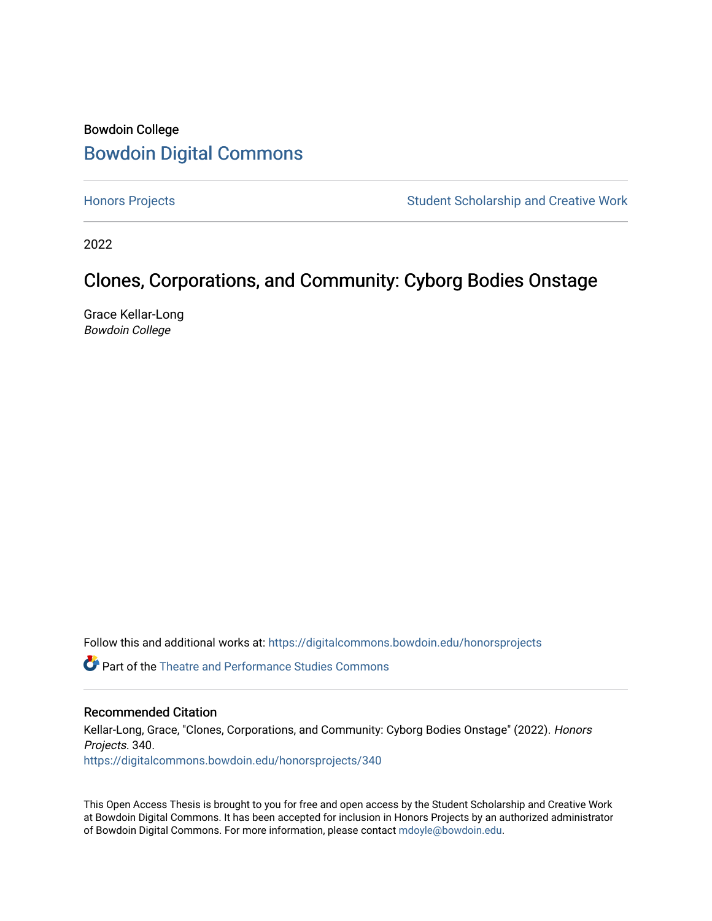Bowdoin College

# Bowdoin Digital Commons

Honors Projects | Student Scholarship and Creative Work

2022

## Clones, Corporations, and Community: Cyborg Bodies Onstage

Grace Kellar-Long
*Bowdoin College*

Follow this and additional works at: https://digitalcommons.bowdoin.edu/honorsprojects

Part of the Theatre and Performance Studies Commons

### Recommended Citation

Kellar-Long, Grace, "Clones, Corporations, and Community: Cyborg Bodies Onstage" (2022). *Honors Projects*. 340.
https://digitalcommons.bowdoin.edu/honorsprojects/340

This Open Access Thesis is brought to you for free and open access by the Student Scholarship and Creative Work at Bowdoin Digital Commons. It has been accepted for inclusion in Honors Projects by an authorized administrator of Bowdoin Digital Commons. For more information, please contact mdoyle@bowdoin.edu.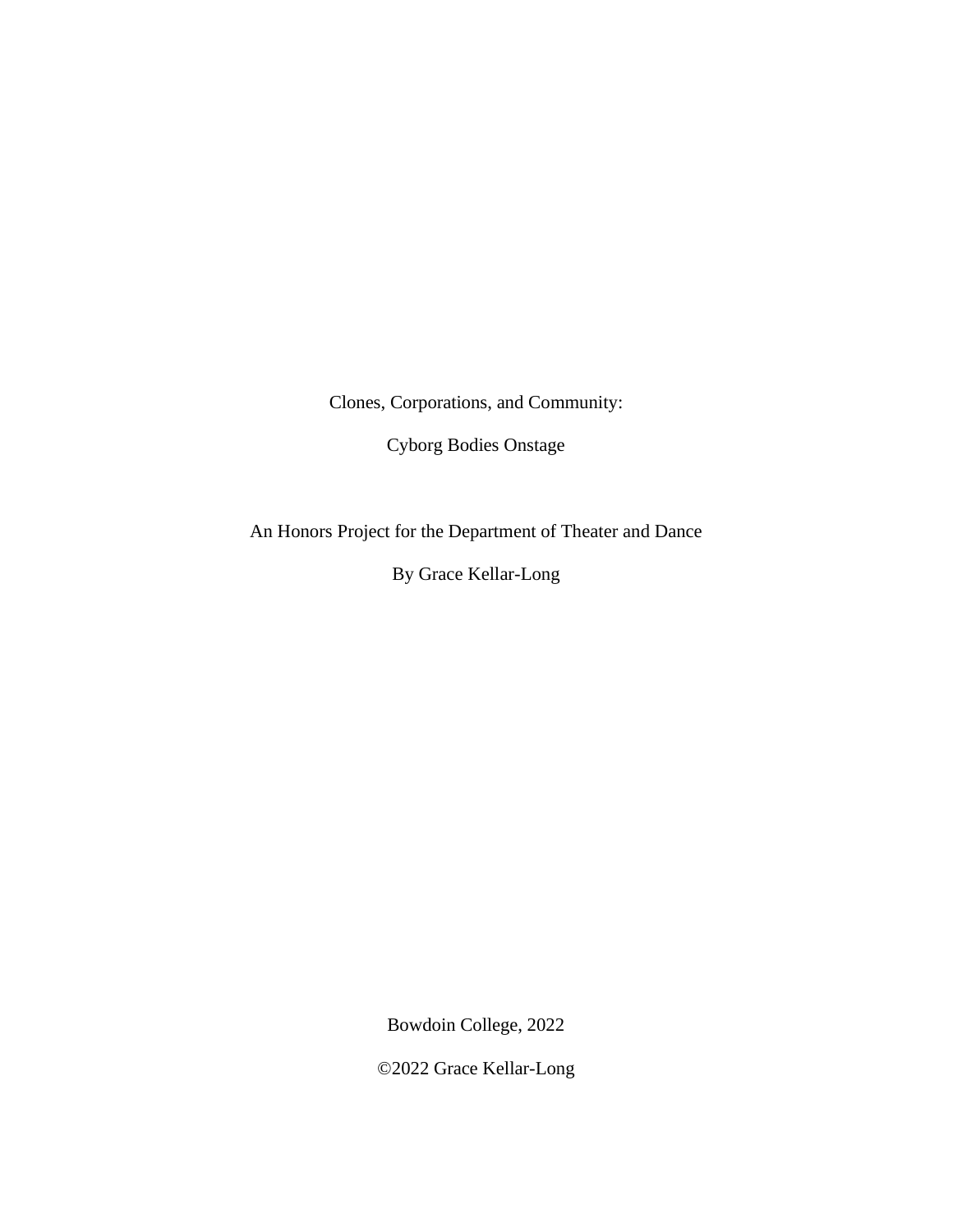Clones, Corporations, and Community:

Cyborg Bodies Onstage

An Honors Project for the Department of Theater and Dance

By Grace Kellar-Long

Bowdoin College, 2022

©2022 Grace Kellar-Long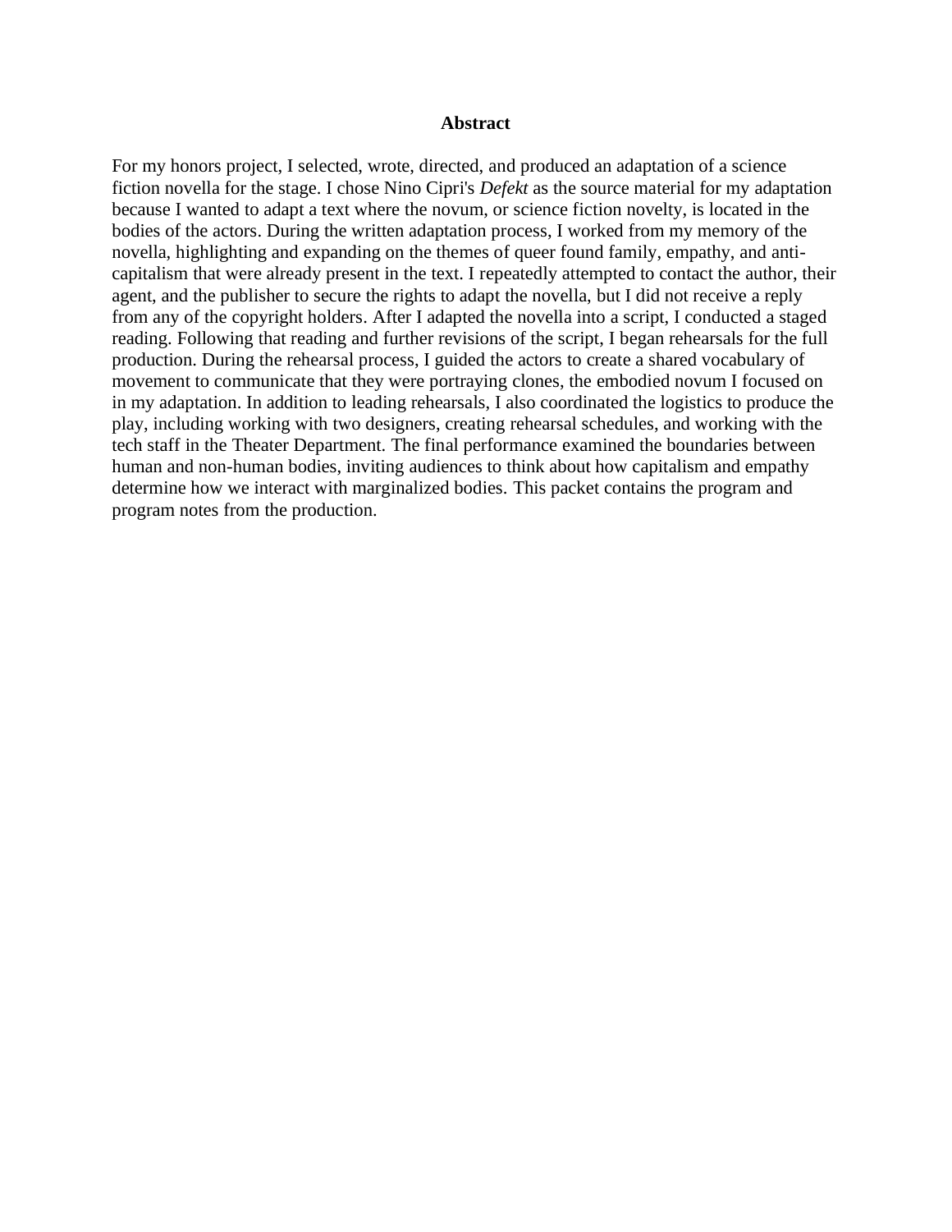# Abstract

For my honors project, I selected, wrote, directed, and produced an adaptation of a science fiction novella for the stage. I chose Nino Cipri's *Defekt* as the source material for my adaptation because I wanted to adapt a text where the novum, or science fiction novelty, is located in the bodies of the actors. During the written adaptation process, I worked from my memory of the novella, highlighting and expanding on the themes of queer found family, empathy, and anti-capitalism that were already present in the text. I repeatedly attempted to contact the author, their agent, and the publisher to secure the rights to adapt the novella, but I did not receive a reply from any of the copyright holders. After I adapted the novella into a script, I conducted a staged reading. Following that reading and further revisions of the script, I began rehearsals for the full production. During the rehearsal process, I guided the actors to create a shared vocabulary of movement to communicate that they were portraying clones, the embodied novum I focused on in my adaptation. In addition to leading rehearsals, I also coordinated the logistics to produce the play, including working with two designers, creating rehearsal schedules, and working with the tech staff in the Theater Department. The final performance examined the boundaries between human and non-human bodies, inviting audiences to think about how capitalism and empathy determine how we interact with marginalized bodies. This packet contains the program and program notes from the production.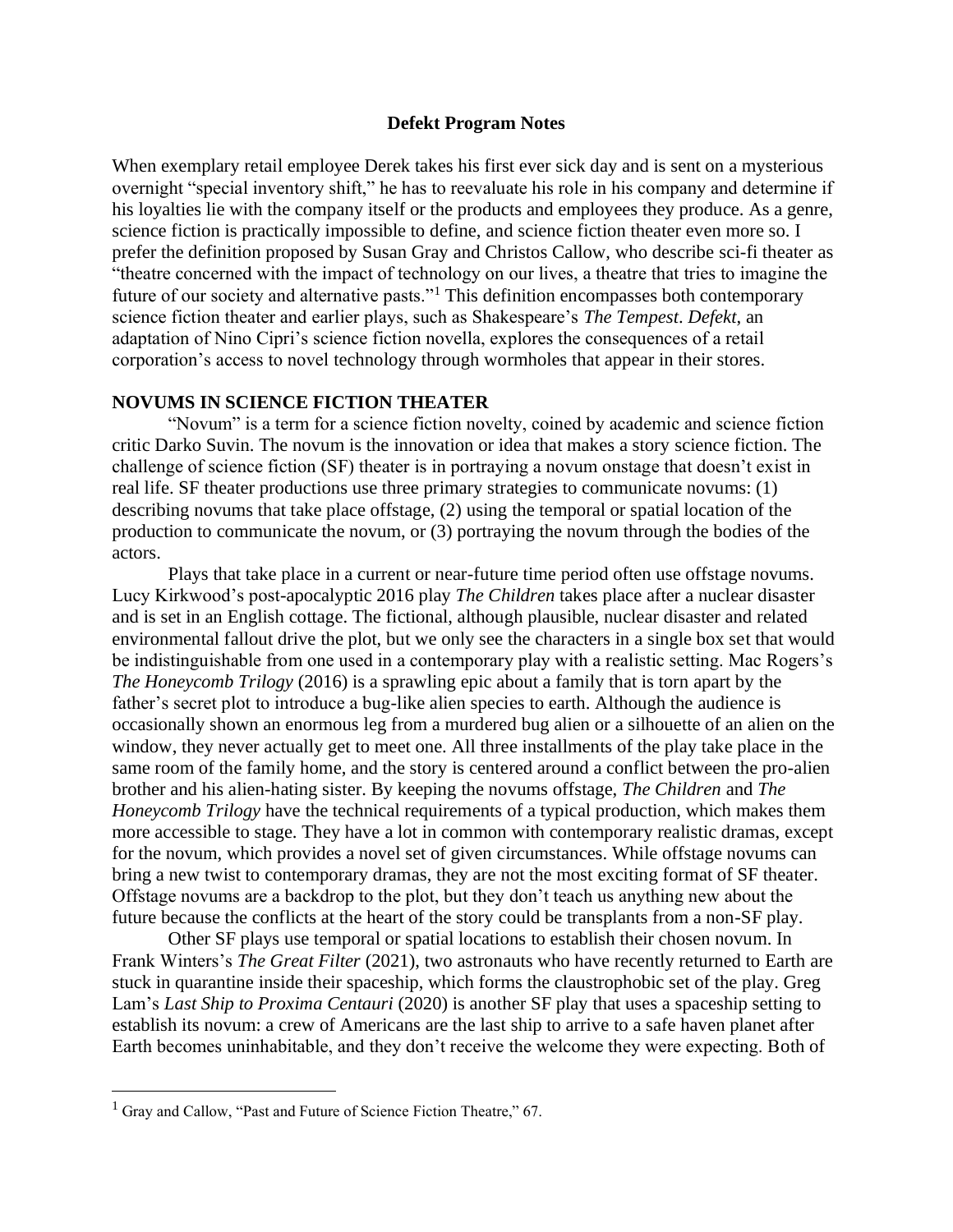**Defekt Program Notes**

When exemplary retail employee Derek takes his first ever sick day and is sent on a mysterious overnight "special inventory shift," he has to reevaluate his role in his company and determine if his loyalties lie with the company itself or the products and employees they produce. As a genre, science fiction is practically impossible to define, and science fiction theater even more so. I prefer the definition proposed by Susan Gray and Christos Callow, who describe sci-fi theater as "theatre concerned with the impact of technology on our lives, a theatre that tries to imagine the future of our society and alternative pasts."[1] This definition encompasses both contemporary science fiction theater and earlier plays, such as Shakespeare's *The Tempest*. *Defekt,* an adaptation of Nino Cipri's science fiction novella, explores the consequences of a retail corporation's access to novel technology through wormholes that appear in their stores.

## NOVUMS IN SCIENCE FICTION THEATER

"Novum" is a term for a science fiction novelty, coined by academic and science fiction critic Darko Suvin. The novum is the innovation or idea that makes a story science fiction. The challenge of science fiction (SF) theater is in portraying a novum onstage that doesn't exist in real life. SF theater productions use three primary strategies to communicate novums: (1) describing novums that take place offstage, (2) using the temporal or spatial location of the production to communicate the novum, or (3) portraying the novum through the bodies of the actors.

Plays that take place in a current or near-future time period often use offstage novums. Lucy Kirkwood's post-apocalyptic 2016 play *The Children* takes place after a nuclear disaster and is set in an English cottage. The fictional, although plausible, nuclear disaster and related environmental fallout drive the plot, but we only see the characters in a single box set that would be indistinguishable from one used in a contemporary play with a realistic setting. Mac Rogers's *The Honeycomb Trilogy* (2016) is a sprawling epic about a family that is torn apart by the father's secret plot to introduce a bug-like alien species to earth. Although the audience is occasionally shown an enormous leg from a murdered bug alien or a silhouette of an alien on the window, they never actually get to meet one. All three installments of the play take place in the same room of the family home, and the story is centered around a conflict between the pro-alien brother and his alien-hating sister. By keeping the novums offstage, *The Children* and *The Honeycomb Trilogy* have the technical requirements of a typical production, which makes them more accessible to stage. They have a lot in common with contemporary realistic dramas, except for the novum, which provides a novel set of given circumstances. While offstage novums can bring a new twist to contemporary dramas, they are not the most exciting format of SF theater. Offstage novums are a backdrop to the plot, but they don't teach us anything new about the future because the conflicts at the heart of the story could be transplants from a non-SF play.

Other SF plays use temporal or spatial locations to establish their chosen novum. In Frank Winters's *The Great Filter* (2021), two astronauts who have recently returned to Earth are stuck in quarantine inside their spaceship, which forms the claustrophobic set of the play. Greg Lam's *Last Ship to Proxima Centauri* (2020) is another SF play that uses a spaceship setting to establish its novum: a crew of Americans are the last ship to arrive to a safe haven planet after Earth becomes uninhabitable, and they don't receive the welcome they were expecting. Both of

---

[1] Gray and Callow, "Past and Future of Science Fiction Theatre," 67.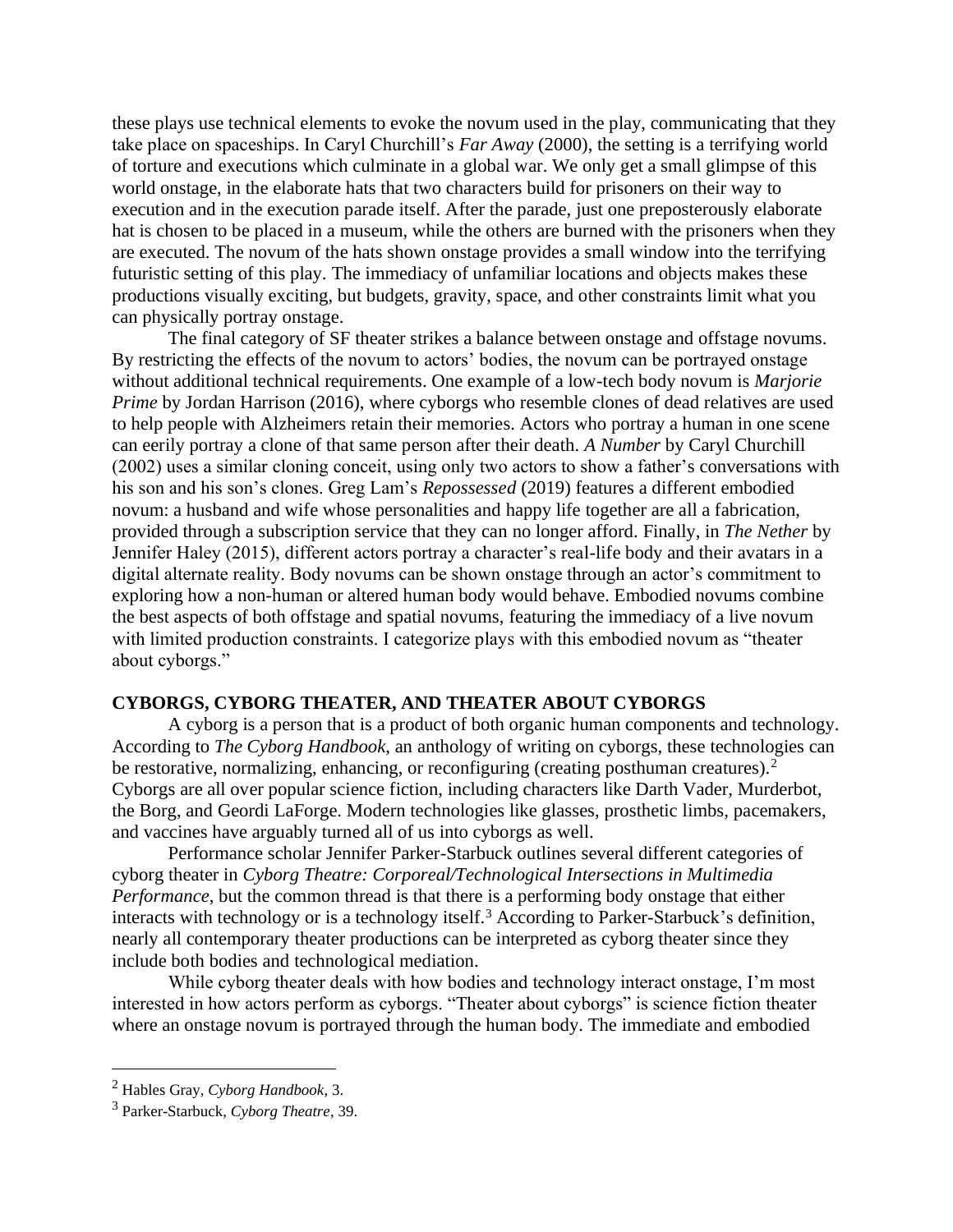these plays use technical elements to evoke the novum used in the play, communicating that they take place on spaceships. In Caryl Churchill's *Far Away* (2000), the setting is a terrifying world of torture and executions which culminate in a global war. We only get a small glimpse of this world onstage, in the elaborate hats that two characters build for prisoners on their way to execution and in the execution parade itself. After the parade, just one preposterously elaborate hat is chosen to be placed in a museum, while the others are burned with the prisoners when they are executed. The novum of the hats shown onstage provides a small window into the terrifying futuristic setting of this play. The immediacy of unfamiliar locations and objects makes these productions visually exciting, but budgets, gravity, space, and other constraints limit what you can physically portray onstage.

The final category of SF theater strikes a balance between onstage and offstage novums. By restricting the effects of the novum to actors' bodies, the novum can be portrayed onstage without additional technical requirements. One example of a low-tech body novum is *Marjorie Prime* by Jordan Harrison (2016), where cyborgs who resemble clones of dead relatives are used to help people with Alzheimers retain their memories. Actors who portray a human in one scene can eerily portray a clone of that same person after their death. *A Number* by Caryl Churchill (2002) uses a similar cloning conceit, using only two actors to show a father's conversations with his son and his son's clones. Greg Lam's *Repossessed* (2019) features a different embodied novum: a husband and wife whose personalities and happy life together are all a fabrication, provided through a subscription service that they can no longer afford. Finally, in *The Nether* by Jennifer Haley (2015), different actors portray a character's real-life body and their avatars in a digital alternate reality. Body novums can be shown onstage through an actor's commitment to exploring how a non-human or altered human body would behave. Embodied novums combine the best aspects of both offstage and spatial novums, featuring the immediacy of a live novum with limited production constraints. I categorize plays with this embodied novum as "theater about cyborgs."

## CYBORGS, CYBORG THEATER, AND THEATER ABOUT CYBORGS

A cyborg is a person that is a product of both organic human components and technology. According to *The Cyborg Handbook*, an anthology of writing on cyborgs, these technologies can be restorative, normalizing, enhancing, or reconfiguring (creating posthuman creatures).[2] Cyborgs are all over popular science fiction, including characters like Darth Vader, Murderbot, the Borg, and Geordi LaForge. Modern technologies like glasses, prosthetic limbs, pacemakers, and vaccines have arguably turned all of us into cyborgs as well.

Performance scholar Jennifer Parker-Starbuck outlines several different categories of cyborg theater in *Cyborg Theatre: Corporeal/Technological Intersections in Multimedia Performance*, but the common thread is that there is a performing body onstage that either interacts with technology or is a technology itself.[3] According to Parker-Starbuck's definition, nearly all contemporary theater productions can be interpreted as cyborg theater since they include both bodies and technological mediation.

While cyborg theater deals with how bodies and technology interact onstage, I'm most interested in how actors perform as cyborgs. "Theater about cyborgs" is science fiction theater where an onstage novum is portrayed through the human body. The immediate and embodied

---

[2] Hables Gray, *Cyborg Handbook*, 3.

[3] Parker-Starbuck, *Cyborg Theatre*, 39.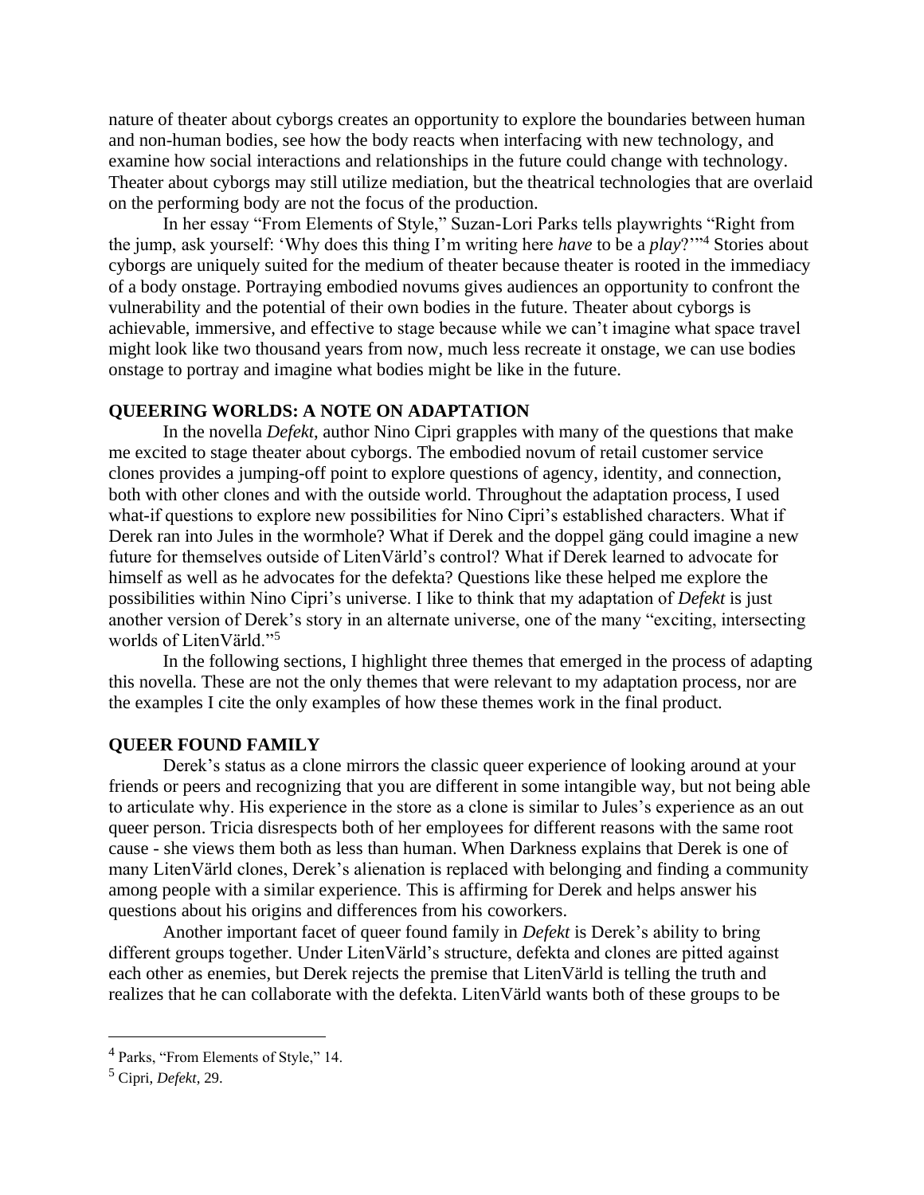nature of theater about cyborgs creates an opportunity to explore the boundaries between human and non-human bodies, see how the body reacts when interfacing with new technology, and examine how social interactions and relationships in the future could change with technology. Theater about cyborgs may still utilize mediation, but the theatrical technologies that are overlaid on the performing body are not the focus of the production.

In her essay "From Elements of Style," Suzan-Lori Parks tells playwrights "Right from the jump, ask yourself: 'Why does this thing I'm writing here *have* to be a *play*?'"[4] Stories about cyborgs are uniquely suited for the medium of theater because theater is rooted in the immediacy of a body onstage. Portraying embodied novums gives audiences an opportunity to confront the vulnerability and the potential of their own bodies in the future. Theater about cyborgs is achievable, immersive, and effective to stage because while we can't imagine what space travel might look like two thousand years from now, much less recreate it onstage, we can use bodies onstage to portray and imagine what bodies might be like in the future.

## QUEERING WORLDS: A NOTE ON ADAPTATION

In the novella *Defekt*, author Nino Cipri grapples with many of the questions that make me excited to stage theater about cyborgs. The embodied novum of retail customer service clones provides a jumping-off point to explore questions of agency, identity, and connection, both with other clones and with the outside world. Throughout the adaptation process, I used what-if questions to explore new possibilities for Nino Cipri's established characters. What if Derek ran into Jules in the wormhole? What if Derek and the doppel gäng could imagine a new future for themselves outside of LitenVärld's control? What if Derek learned to advocate for himself as well as he advocates for the defekta? Questions like these helped me explore the possibilities within Nino Cipri's universe. I like to think that my adaptation of *Defekt* is just another version of Derek's story in an alternate universe, one of the many "exciting, intersecting worlds of LitenVärld."[5]

In the following sections, I highlight three themes that emerged in the process of adapting this novella. These are not the only themes that were relevant to my adaptation process, nor are the examples I cite the only examples of how these themes work in the final product.

## QUEER FOUND FAMILY

Derek's status as a clone mirrors the classic queer experience of looking around at your friends or peers and recognizing that you are different in some intangible way, but not being able to articulate why. His experience in the store as a clone is similar to Jules's experience as an out queer person. Tricia disrespects both of her employees for different reasons with the same root cause - she views them both as less than human. When Darkness explains that Derek is one of many LitenVärld clones, Derek's alienation is replaced with belonging and finding a community among people with a similar experience. This is affirming for Derek and helps answer his questions about his origins and differences from his coworkers.

Another important facet of queer found family in *Defekt* is Derek's ability to bring different groups together. Under LitenVärld's structure, defekta and clones are pitted against each other as enemies, but Derek rejects the premise that LitenVärld is telling the truth and realizes that he can collaborate with the defekta. LitenVärld wants both of these groups to be

---

[4] Parks, "From Elements of Style," 14.

[5] Cipri, *Defekt*, 29.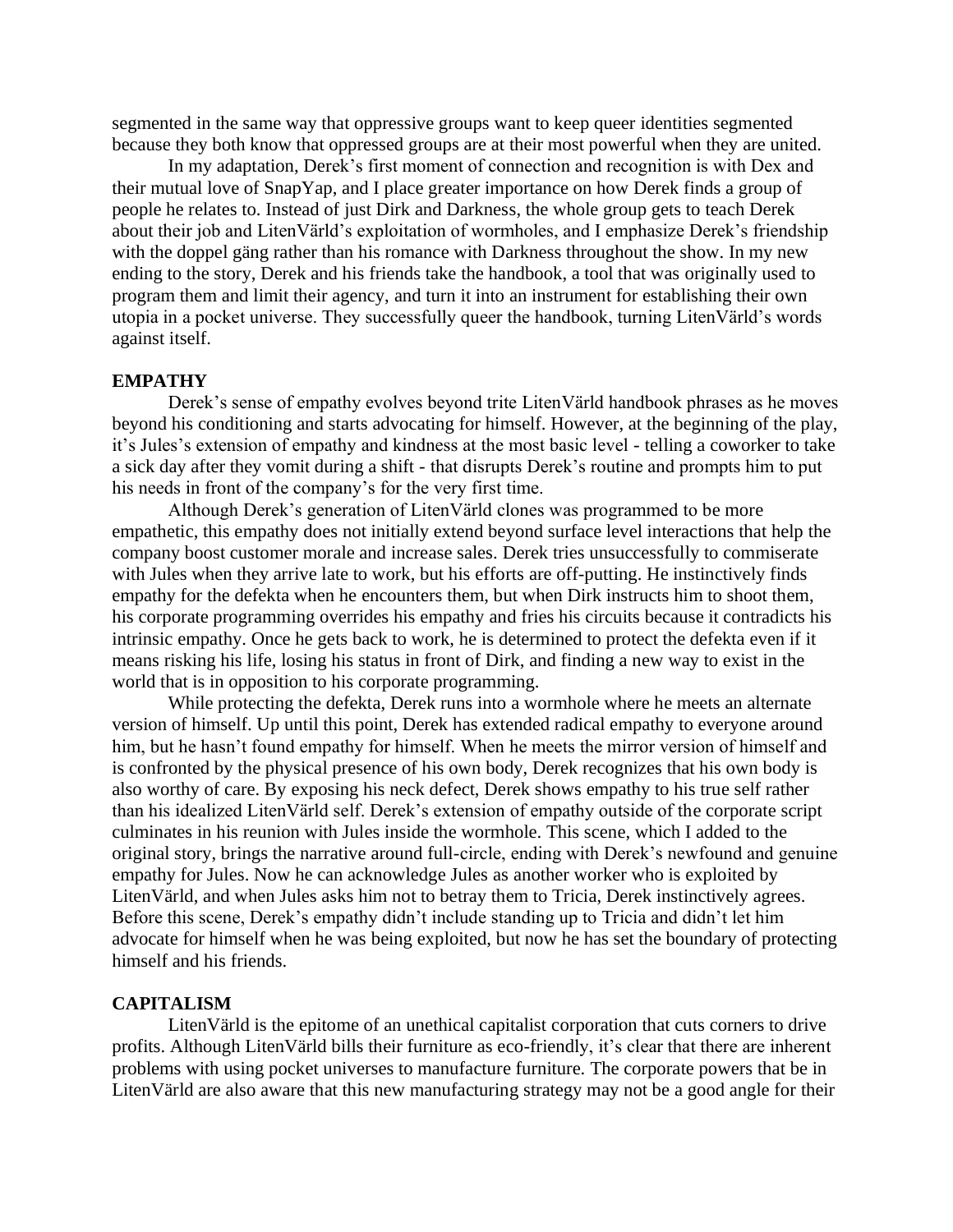segmented in the same way that oppressive groups want to keep queer identities segmented because they both know that oppressed groups are at their most powerful when they are united.

In my adaptation, Derek's first moment of connection and recognition is with Dex and their mutual love of SnapYap, and I place greater importance on how Derek finds a group of people he relates to. Instead of just Dirk and Darkness, the whole group gets to teach Derek about their job and LitenVärld's exploitation of wormholes, and I emphasize Derek's friendship with the doppel gäng rather than his romance with Darkness throughout the show. In my new ending to the story, Derek and his friends take the handbook, a tool that was originally used to program them and limit their agency, and turn it into an instrument for establishing their own utopia in a pocket universe. They successfully queer the handbook, turning LitenVärld's words against itself.

## EMPATHY

Derek's sense of empathy evolves beyond trite LitenVärld handbook phrases as he moves beyond his conditioning and starts advocating for himself. However, at the beginning of the play, it's Jules's extension of empathy and kindness at the most basic level - telling a coworker to take a sick day after they vomit during a shift - that disrupts Derek's routine and prompts him to put his needs in front of the company's for the very first time.

Although Derek's generation of LitenVärld clones was programmed to be more empathetic, this empathy does not initially extend beyond surface level interactions that help the company boost customer morale and increase sales. Derek tries unsuccessfully to commiserate with Jules when they arrive late to work, but his efforts are off-putting. He instinctively finds empathy for the defekta when he encounters them, but when Dirk instructs him to shoot them, his corporate programming overrides his empathy and fries his circuits because it contradicts his intrinsic empathy. Once he gets back to work, he is determined to protect the defekta even if it means risking his life, losing his status in front of Dirk, and finding a new way to exist in the world that is in opposition to his corporate programming.

While protecting the defekta, Derek runs into a wormhole where he meets an alternate version of himself. Up until this point, Derek has extended radical empathy to everyone around him, but he hasn't found empathy for himself. When he meets the mirror version of himself and is confronted by the physical presence of his own body, Derek recognizes that his own body is also worthy of care. By exposing his neck defect, Derek shows empathy to his true self rather than his idealized LitenVärld self. Derek's extension of empathy outside of the corporate script culminates in his reunion with Jules inside the wormhole. This scene, which I added to the original story, brings the narrative around full-circle, ending with Derek's newfound and genuine empathy for Jules. Now he can acknowledge Jules as another worker who is exploited by LitenVärld, and when Jules asks him not to betray them to Tricia, Derek instinctively agrees. Before this scene, Derek's empathy didn't include standing up to Tricia and didn't let him advocate for himself when he was being exploited, but now he has set the boundary of protecting himself and his friends.

## CAPITALISM

LitenVärld is the epitome of an unethical capitalist corporation that cuts corners to drive profits. Although LitenVärld bills their furniture as eco-friendly, it's clear that there are inherent problems with using pocket universes to manufacture furniture. The corporate powers that be in LitenVärld are also aware that this new manufacturing strategy may not be a good angle for their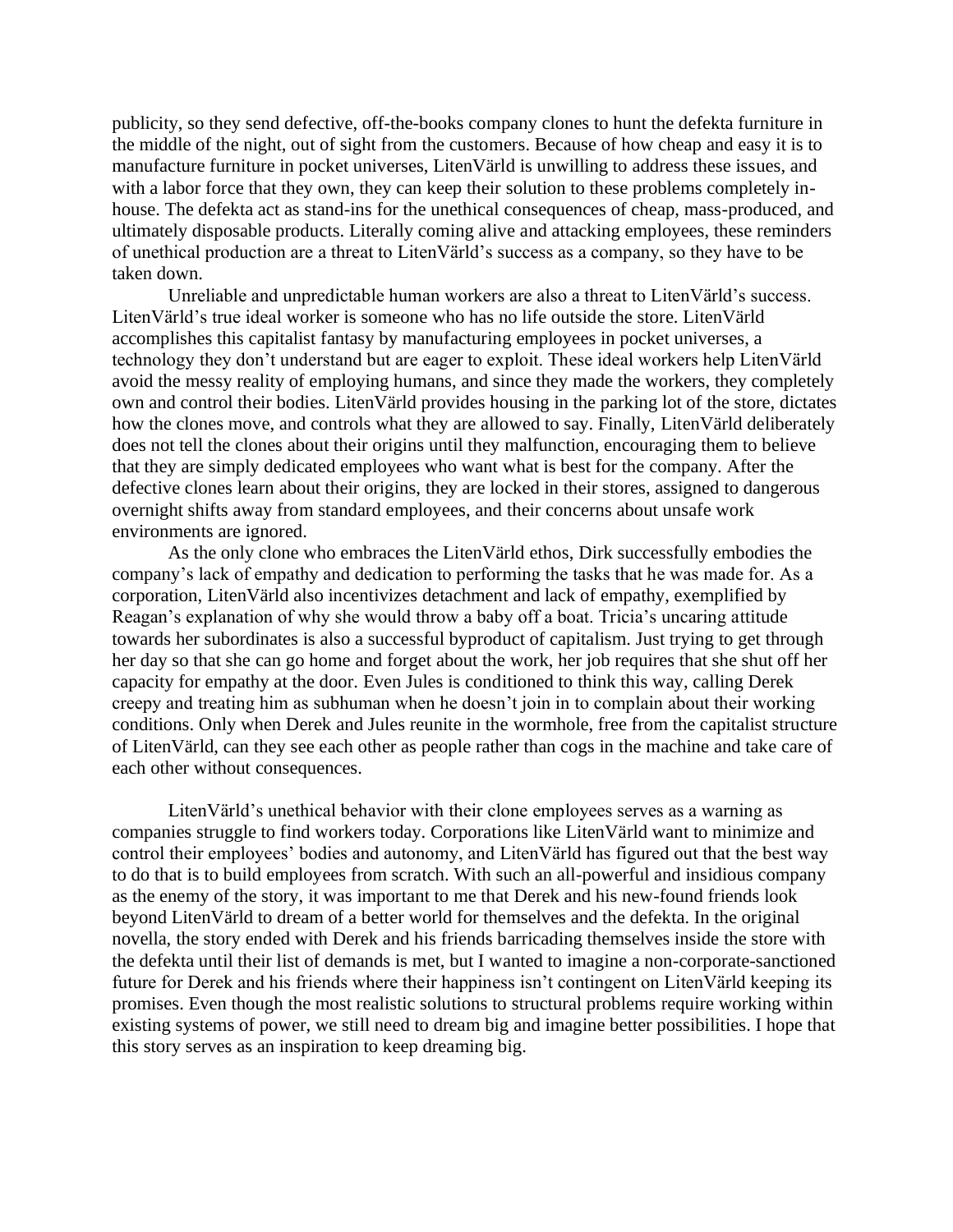publicity, so they send defective, off-the-books company clones to hunt the defekta furniture in the middle of the night, out of sight from the customers. Because of how cheap and easy it is to manufacture furniture in pocket universes, LitenVärld is unwilling to address these issues, and with a labor force that they own, they can keep their solution to these problems completely in-house. The defekta act as stand-ins for the unethical consequences of cheap, mass-produced, and ultimately disposable products. Literally coming alive and attacking employees, these reminders of unethical production are a threat to LitenVärld's success as a company, so they have to be taken down.

Unreliable and unpredictable human workers are also a threat to LitenVärld's success. LitenVärld's true ideal worker is someone who has no life outside the store. LitenVärld accomplishes this capitalist fantasy by manufacturing employees in pocket universes, a technology they don't understand but are eager to exploit. These ideal workers help LitenVärld avoid the messy reality of employing humans, and since they made the workers, they completely own and control their bodies. LitenVärld provides housing in the parking lot of the store, dictates how the clones move, and controls what they are allowed to say. Finally, LitenVärld deliberately does not tell the clones about their origins until they malfunction, encouraging them to believe that they are simply dedicated employees who want what is best for the company. After the defective clones learn about their origins, they are locked in their stores, assigned to dangerous overnight shifts away from standard employees, and their concerns about unsafe work environments are ignored.

As the only clone who embraces the LitenVärld ethos, Dirk successfully embodies the company's lack of empathy and dedication to performing the tasks that he was made for. As a corporation, LitenVärld also incentivizes detachment and lack of empathy, exemplified by Reagan's explanation of why she would throw a baby off a boat. Tricia's uncaring attitude towards her subordinates is also a successful byproduct of capitalism. Just trying to get through her day so that she can go home and forget about the work, her job requires that she shut off her capacity for empathy at the door. Even Jules is conditioned to think this way, calling Derek creepy and treating him as subhuman when he doesn't join in to complain about their working conditions. Only when Derek and Jules reunite in the wormhole, free from the capitalist structure of LitenVärld, can they see each other as people rather than cogs in the machine and take care of each other without consequences.

LitenVärld's unethical behavior with their clone employees serves as a warning as companies struggle to find workers today. Corporations like LitenVärld want to minimize and control their employees' bodies and autonomy, and LitenVärld has figured out that the best way to do that is to build employees from scratch. With such an all-powerful and insidious company as the enemy of the story, it was important to me that Derek and his new-found friends look beyond LitenVärld to dream of a better world for themselves and the defekta. In the original novella, the story ended with Derek and his friends barricading themselves inside the store with the defekta until their list of demands is met, but I wanted to imagine a non-corporate-sanctioned future for Derek and his friends where their happiness isn't contingent on LitenVärld keeping its promises. Even though the most realistic solutions to structural problems require working within existing systems of power, we still need to dream big and imagine better possibilities. I hope that this story serves as an inspiration to keep dreaming big.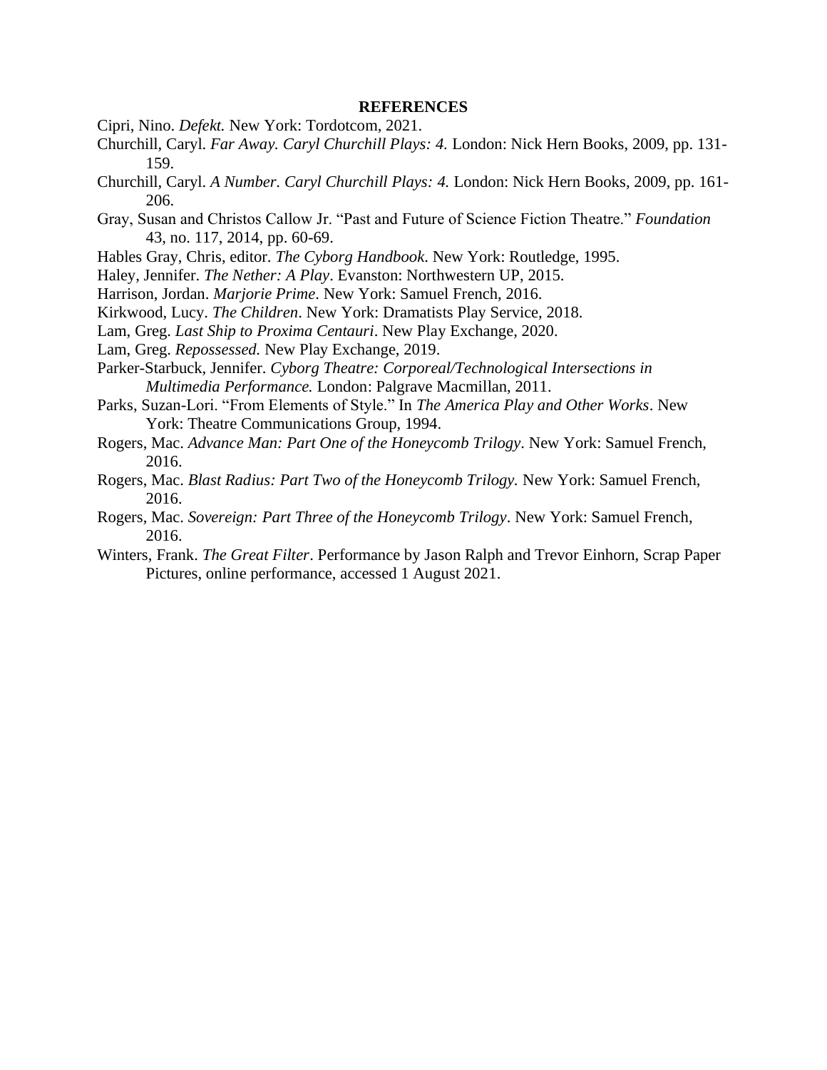**REFERENCES**

Cipri, Nino. *Defekt.* New York: Tordotcom, 2021.

Churchill, Caryl. *Far Away. Caryl Churchill Plays: 4.* London: Nick Hern Books, 2009, pp. 131-159.

Churchill, Caryl. *A Number. Caryl Churchill Plays: 4.* London: Nick Hern Books, 2009, pp. 161-206.

Gray, Susan and Christos Callow Jr. "Past and Future of Science Fiction Theatre." *Foundation* 43, no. 117, 2014, pp. 60-69.

Hables Gray, Chris, editor. *The Cyborg Handbook*. New York: Routledge, 1995.

Haley, Jennifer. *The Nether: A Play*. Evanston: Northwestern UP, 2015.

Harrison, Jordan. *Marjorie Prime*. New York: Samuel French, 2016.

Kirkwood, Lucy. *The Children*. New York: Dramatists Play Service, 2018.

Lam, Greg. *Last Ship to Proxima Centauri*. New Play Exchange, 2020.

Lam, Greg. *Repossessed.* New Play Exchange, 2019.

Parker-Starbuck, Jennifer. *Cyborg Theatre: Corporeal/Technological Intersections in Multimedia Performance.* London: Palgrave Macmillan, 2011.

Parks, Suzan-Lori. "From Elements of Style." In *The America Play and Other Works*. New York: Theatre Communications Group, 1994.

Rogers, Mac. *Advance Man: Part One of the Honeycomb Trilogy*. New York: Samuel French, 2016.

Rogers, Mac. *Blast Radius: Part Two of the Honeycomb Trilogy.* New York: Samuel French, 2016.

Rogers, Mac. *Sovereign: Part Three of the Honeycomb Trilogy*. New York: Samuel French, 2016.

Winters, Frank. *The Great Filter*. Performance by Jason Ralph and Trevor Einhorn, Scrap Paper Pictures, online performance, accessed 1 August 2021.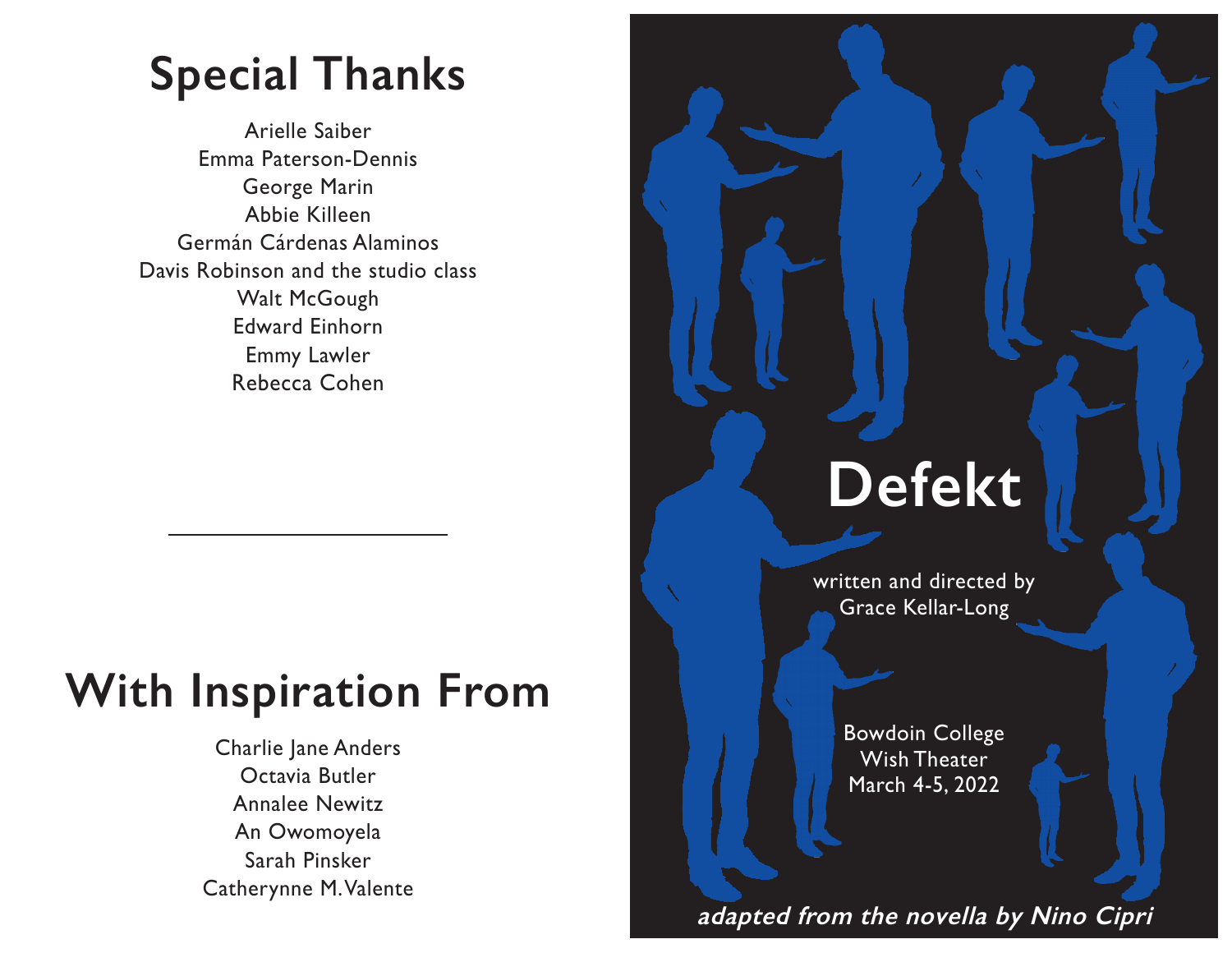# Special Thanks

Arielle Saiber
Emma Paterson-Dennis
George Marin
Abbie Killeen
Germán Cárdenas Alaminos
Davis Robinson and the studio class
Walt McGough
Edward Einhorn
Emmy Lawler
Rebecca Cohen

---

# With Inspiration From

Charlie Jane Anders
Octavia Butler
Annalee Newitz
An Owomoyela
Sarah Pinsker
Catherynne M. Valente

# Defekt

written and directed by
Grace Kellar-Long

Bowdoin College
Wish Theater
March 4-5, 2022

***adapted from the novella by Nino Cipri***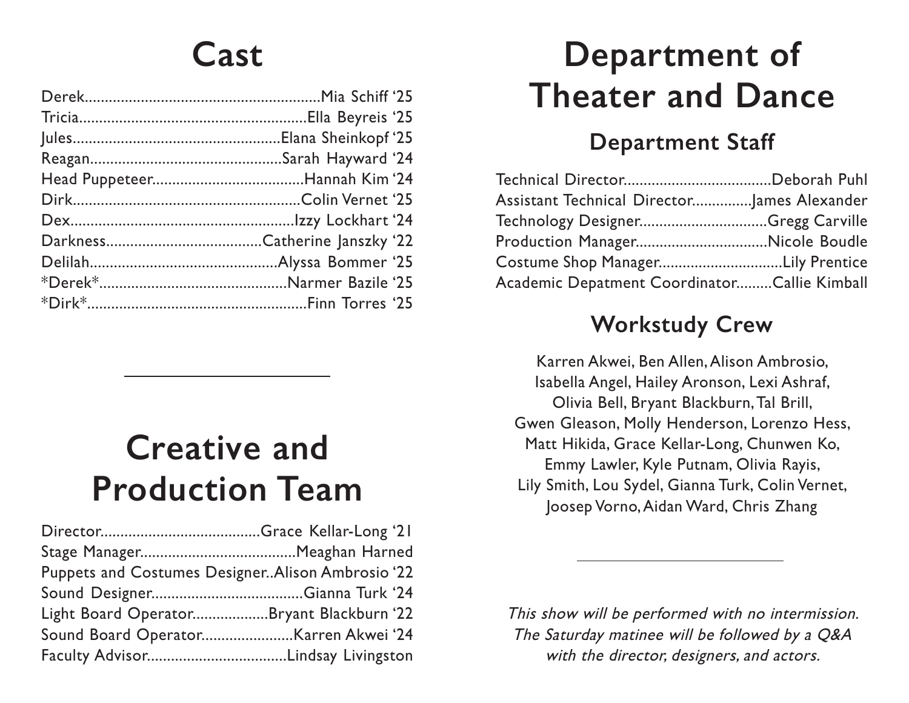# Cast

Derek..........................................................Mia Schiff '25
Tricia.........................................................Ella Beyreis '25
Jules...................................................Elana Sheinkopf '25
Reagan................................................Sarah Hayward '24
Head Puppeteer.....................................Hannah Kim '24
Dirk.........................................................Colin Vernet '25
Dex.........................................................Izzy Lockhart '24
Darkness.......................................Catherine Janszky '22
Delilah..............................................Alyssa Bommer '25
*Derek*..............................................Narmer Bazile '25
*Dirk*.......................................................Finn Torres '25

---

# Creative and Production Team

Director........................................Grace Kellar-Long '21
Stage Manager.......................................Meaghan Harned
Puppets and Costumes Designer..Alison Ambrosio '22
Sound Designer......................................Gianna Turk '24
Light Board Operator...................Bryant Blackburn '22
Sound Board Operator.......................Karren Akwei '24
Faculty Advisor..................................Lindsay Livingston

# Department of Theater and Dance

## Department Staff

Technical Director....................................Deborah Puhl
Assistant Technical Director...............James Alexander
Technology Designer...............................Gregg Carville
Production Manager.................................Nicole Boudle
Costume Shop Manager...............................Lily Prentice
Academic Depatment Coordinator.........Callie Kimball

## Workstudy Crew

Karren Akwei, Ben Allen, Alison Ambrosio,
Isabella Angel, Hailey Aronson, Lexi Ashraf,
Olivia Bell, Bryant Blackburn, Tal Brill,
Gwen Gleason, Molly Henderson, Lorenzo Hess,
Matt Hikida, Grace Kellar-Long, Chunwen Ko,
Emmy Lawler, Kyle Putnam, Olivia Rayis,
Lily Smith, Lou Sydel, Gianna Turk, Colin Vernet,
Joosep Vorno, Aidan Ward, Chris Zhang

---

*This show will be performed with no intermission.
The Saturday matinee will be followed by a Q&A
with the director, designers, and actors.*